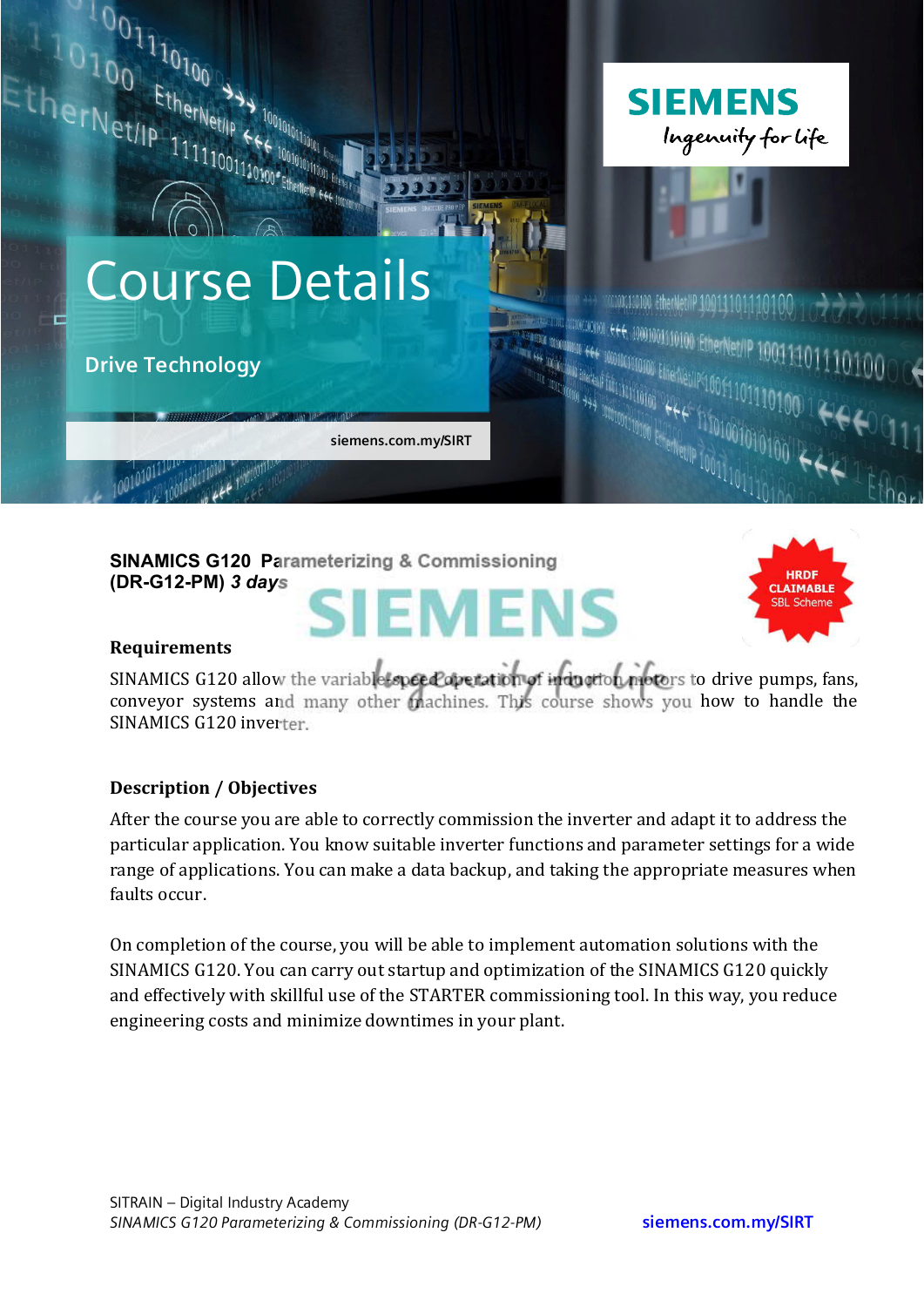# Course Details

## Drive Technology

siemens.com.my/SIRT

**SINAMICS G120 Parameterizing & Commissioning (DR-G12-PM)** ***3 days***

HRDF CLAIMABLE SBL Scheme

### Requirements

SINAMICS G120 allow the variable-speed operation of induction motors to drive pumps, fans, conveyor systems and many other machines. This course shows you how to handle the SINAMICS G120 inverter.

### Description / Objectives

After the course you are able to correctly commission the inverter and adapt it to address the particular application. You know suitable inverter functions and parameter settings for a wide range of applications. You can make a data backup, and taking the appropriate measures when faults occur.

On completion of the course, you will be able to implement automation solutions with the SINAMICS G120. You can carry out startup and optimization of the SINAMICS G120 quickly and effectively with skillful use of the STARTER commissioning tool. In this way, you reduce engineering costs and minimize downtimes in your plant.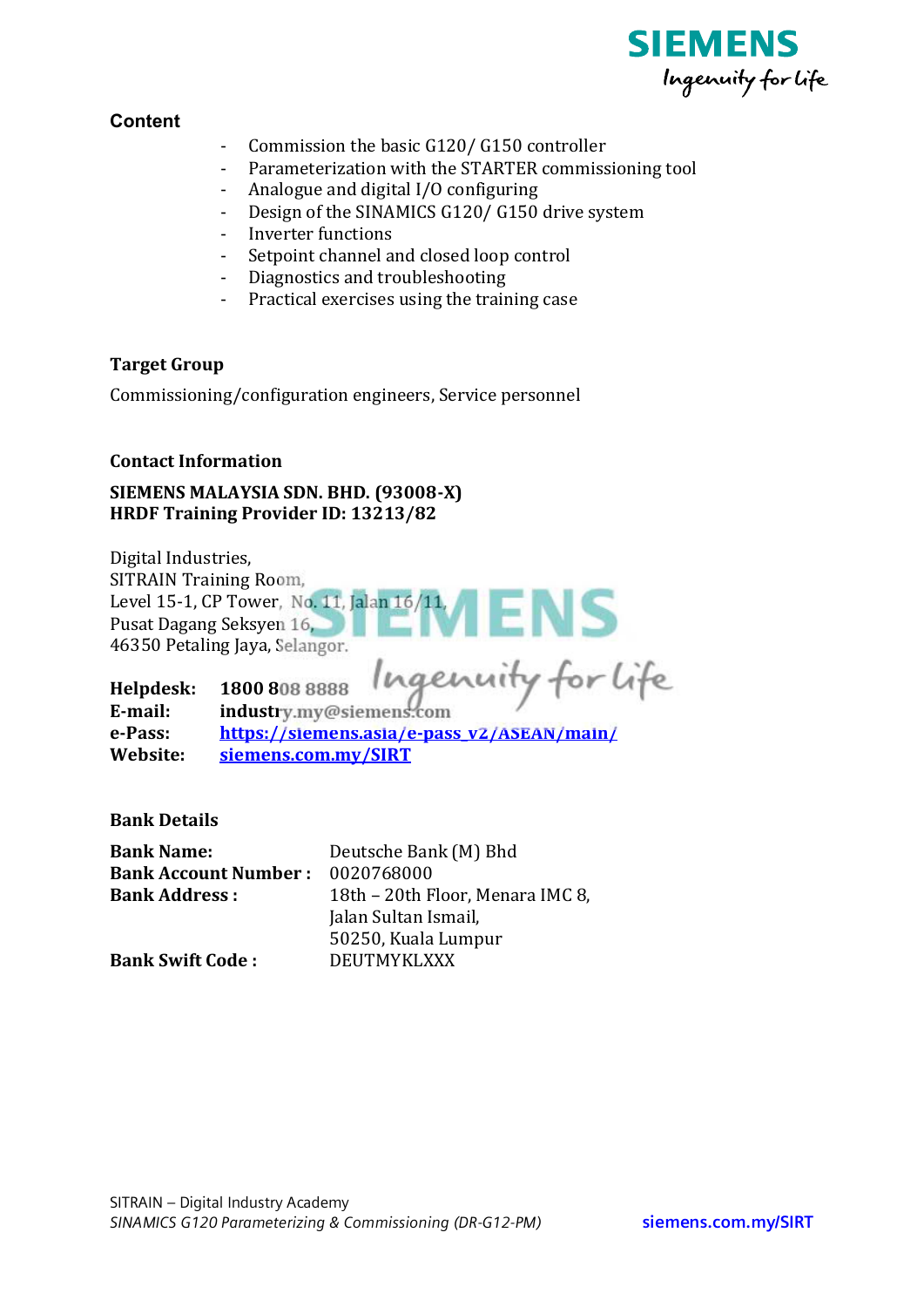## Content

- Commission the basic G120/ G150 controller
- Parameterization with the STARTER commissioning tool
- Analogue and digital I/O configuring
- Design of the SINAMICS G120/ G150 drive system
- Inverter functions
- Setpoint channel and closed loop control
- Diagnostics and troubleshooting
- Practical exercises using the training case

## Target Group

Commissioning/configuration engineers, Service personnel

## Contact Information

**SIEMENS MALAYSIA SDN. BHD. (93008-X)**
**HRDF Training Provider ID: 13213/82**

Digital Industries,
SITRAIN Training Room,
Level 15-1, CP Tower, No. 11, Jalan 16/11,
Pusat Dagang Seksyen 16,
46350 Petaling Jaya, Selangor.

**Helpdesk:** **1800 808 8888**
**E-mail:** **industry.my@siemens.com**
**e-Pass:** https://siemens.asia/e-pass_v2/ASEAN/main/
**Website:** siemens.com.my/SIRT

## Bank Details

| | |
|---|---|
| **Bank Name:** | Deutsche Bank (M) Bhd |
| **Bank Account Number :** | 0020768000 |
| **Bank Address :** | 18th – 20th Floor, Menara IMC 8, Jalan Sultan Ismail, 50250, Kuala Lumpur |
| **Bank Swift Code :** | DEUTMYKLXXX |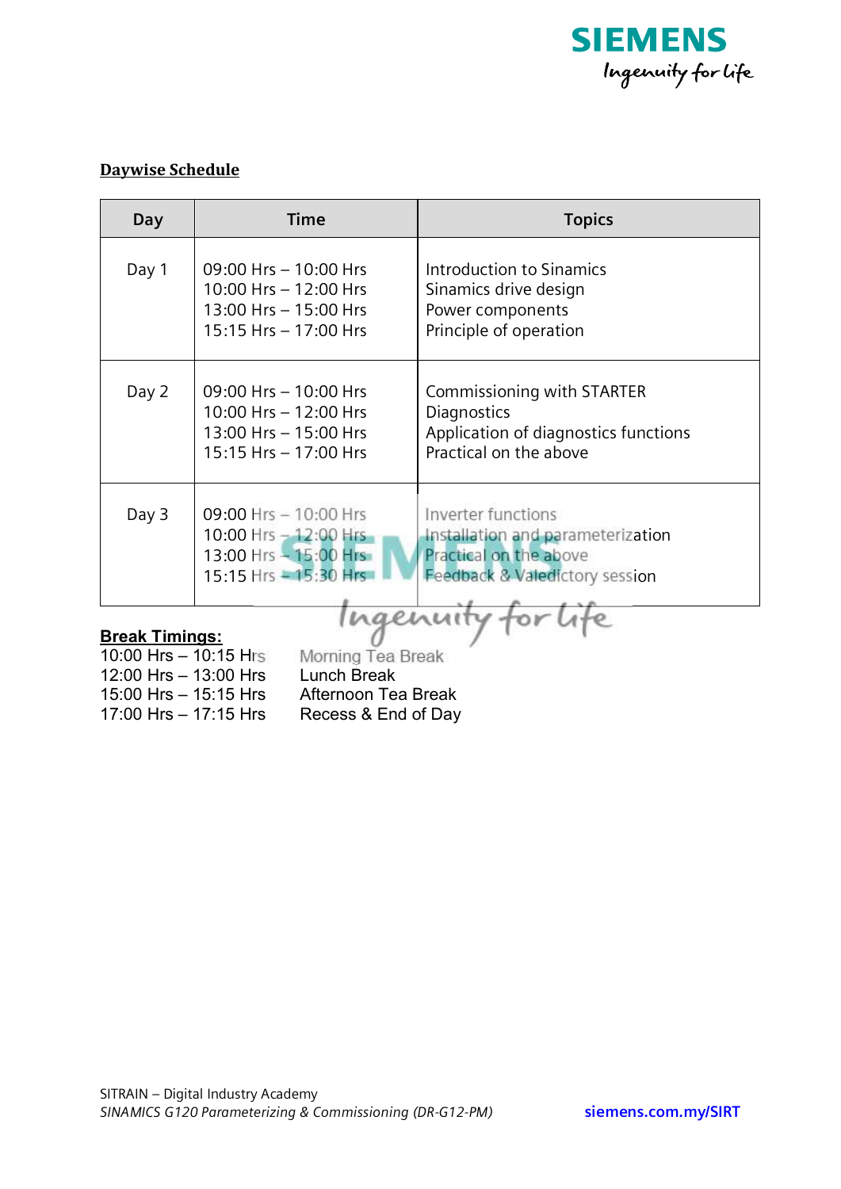## Daywise Schedule

| Day | Time | Topics |
|---|---|---|
| Day 1 | 09:00 Hrs – 10:00 Hrs<br>10:00 Hrs – 12:00 Hrs<br>13:00 Hrs – 15:00 Hrs<br>15:15 Hrs – 17:00 Hrs | Introduction to Sinamics<br>Sinamics drive design<br>Power components<br>Principle of operation |
| Day 2 | 09:00 Hrs – 10:00 Hrs<br>10:00 Hrs – 12:00 Hrs<br>13:00 Hrs – 15:00 Hrs<br>15:15 Hrs – 17:00 Hrs | Commissioning with STARTER<br>Diagnostics<br>Application of diagnostics functions<br>Practical on the above |
| Day 3 | 09:00 Hrs – 10:00 Hrs<br>10:00 Hrs – 12:00 Hrs<br>13:00 Hrs – 15:00 Hrs<br>15:15 Hrs – 15:30 Hrs | Inverter functions<br>Installation and parameterization<br>Practical on the above<br>Feedback & Valedictory session |

**Break Timings:**

| | |
|---|---|
| 10:00 Hrs – 10:15 Hrs | Morning Tea Break |
| 12:00 Hrs – 13:00 Hrs | Lunch Break |
| 15:00 Hrs – 15:15 Hrs | Afternoon Tea Break |
| 17:00 Hrs – 17:15 Hrs | Recess & End of Day |